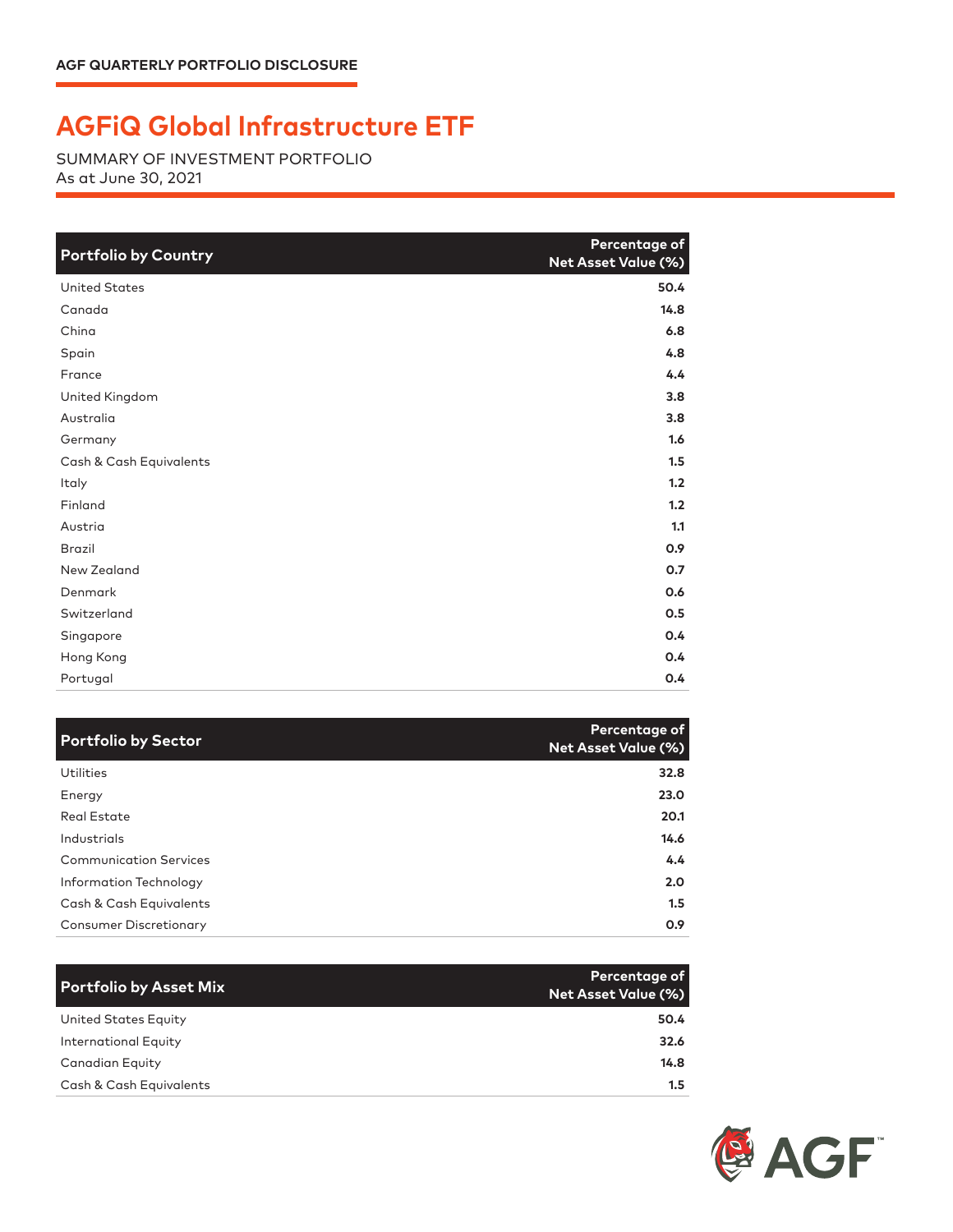AGF QUARTERLY PORTFOLIO DISCLOSURE

# AGFiQ Global Infrastructure ETF

SUMMARY OF INVESTMENT PORTFOLIO
As at June 30, 2021

| Portfolio by Country | Percentage of Net Asset Value (%) |
|---|---|
| United States | 50.4 |
| Canada | 14.8 |
| China | 6.8 |
| Spain | 4.8 |
| France | 4.4 |
| United Kingdom | 3.8 |
| Australia | 3.8 |
| Germany | 1.6 |
| Cash & Cash Equivalents | 1.5 |
| Italy | 1.2 |
| Finland | 1.2 |
| Austria | 1.1 |
| Brazil | 0.9 |
| New Zealand | 0.7 |
| Denmark | 0.6 |
| Switzerland | 0.5 |
| Singapore | 0.4 |
| Hong Kong | 0.4 |
| Portugal | 0.4 |

| Portfolio by Sector | Percentage of Net Asset Value (%) |
|---|---|
| Utilities | 32.8 |
| Energy | 23.0 |
| Real Estate | 20.1 |
| Industrials | 14.6 |
| Communication Services | 4.4 |
| Information Technology | 2.0 |
| Cash & Cash Equivalents | 1.5 |
| Consumer Discretionary | 0.9 |

| Portfolio by Asset Mix | Percentage of Net Asset Value (%) |
|---|---|
| United States Equity | 50.4 |
| International Equity | 32.6 |
| Canadian Equity | 14.8 |
| Cash & Cash Equivalents | 1.5 |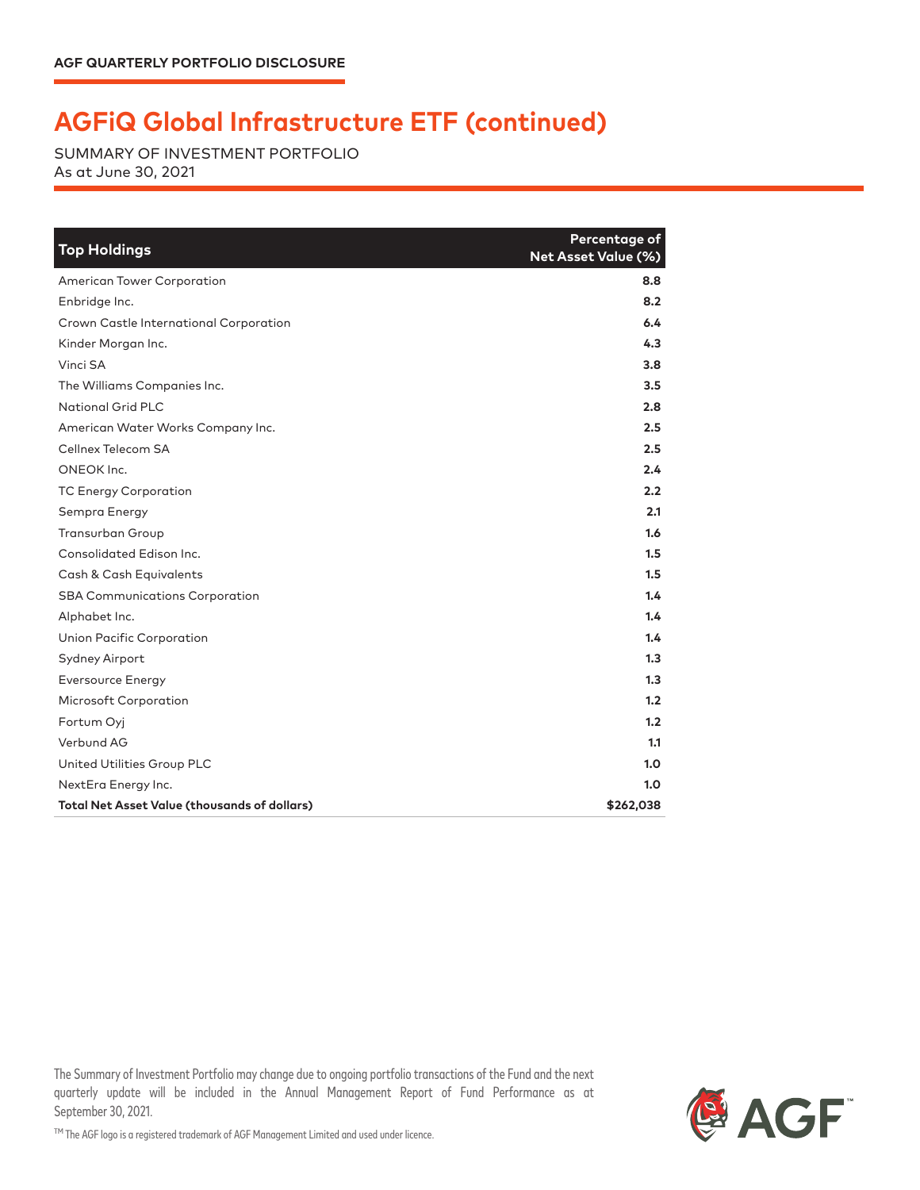AGF QUARTERLY PORTFOLIO DISCLOSURE

# AGFiQ Global Infrastructure ETF (continued)

SUMMARY OF INVESTMENT PORTFOLIO
As at June 30, 2021

| Top Holdings | Percentage of Net Asset Value (%) |
|---|---|
| American Tower Corporation | 8.8 |
| Enbridge Inc. | 8.2 |
| Crown Castle International Corporation | 6.4 |
| Kinder Morgan Inc. | 4.3 |
| Vinci SA | 3.8 |
| The Williams Companies Inc. | 3.5 |
| National Grid PLC | 2.8 |
| American Water Works Company Inc. | 2.5 |
| Cellnex Telecom SA | 2.5 |
| ONEOK Inc. | 2.4 |
| TC Energy Corporation | 2.2 |
| Sempra Energy | 2.1 |
| Transurban Group | 1.6 |
| Consolidated Edison Inc. | 1.5 |
| Cash & Cash Equivalents | 1.5 |
| SBA Communications Corporation | 1.4 |
| Alphabet Inc. | 1.4 |
| Union Pacific Corporation | 1.4 |
| Sydney Airport | 1.3 |
| Eversource Energy | 1.3 |
| Microsoft Corporation | 1.2 |
| Fortum Oyj | 1.2 |
| Verbund AG | 1.1 |
| United Utilities Group PLC | 1.0 |
| NextEra Energy Inc. | 1.0 |
| **Total Net Asset Value (thousands of dollars)** | **$262,038** |

The Summary of Investment Portfolio may change due to ongoing portfolio transactions of the Fund and the next quarterly update will be included in the Annual Management Report of Fund Performance as at September 30, 2021.

™ The AGF logo is a registered trademark of AGF Management Limited and used under licence.